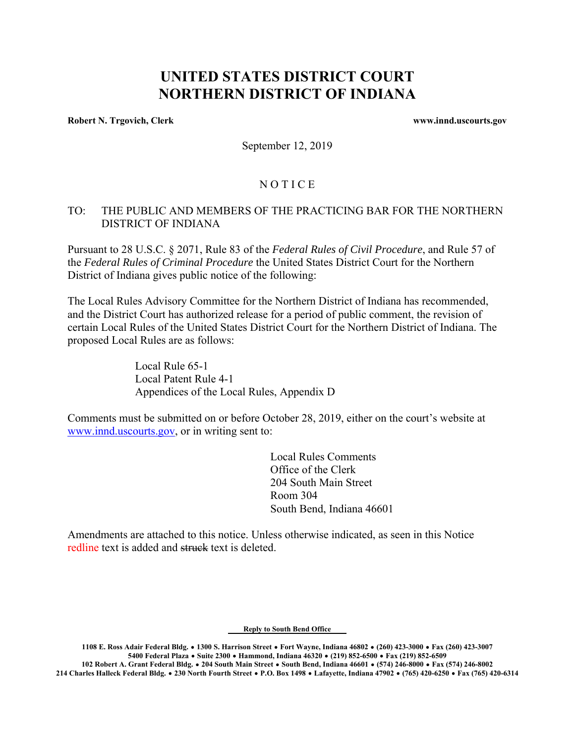# UNITED STATES DISTRICT COURT
# NORTHERN DISTRICT OF INDIANA

**Robert N. Trgovich, Clerk** **www.innd.uscourts.gov**

September 12, 2019

N O T I C E

TO: THE PUBLIC AND MEMBERS OF THE PRACTICING BAR FOR THE NORTHERN DISTRICT OF INDIANA

Pursuant to 28 U.S.C. § 2071, Rule 83 of the *Federal Rules of Civil Procedure*, and Rule 57 of the *Federal Rules of Criminal Procedure* the United States District Court for the Northern District of Indiana gives public notice of the following:

The Local Rules Advisory Committee for the Northern District of Indiana has recommended, and the District Court has authorized release for a period of public comment, the revision of certain Local Rules of the United States District Court for the Northern District of Indiana. The proposed Local Rules are as follows:

Local Rule 65-1
Local Patent Rule 4-1
Appendices of the Local Rules, Appendix D

Comments must be submitted on or before October 28, 2019, either on the court's website at www.innd.uscourts.gov, or in writing sent to:

Local Rules Comments
Office of the Clerk
204 South Main Street
Room 304
South Bend, Indiana 46601

Amendments are attached to this notice. Unless otherwise indicated, as seen in this Notice redline text is added and ~~struck~~ text is deleted.

**Reply to South Bend Office**

**1108 E. Ross Adair Federal Bldg. • 1300 S. Harrison Street • Fort Wayne, Indiana 46802 • (260) 423-3000 • Fax (260) 423-3007**
**5400 Federal Plaza • Suite 2300 • Hammond, Indiana 46320 • (219) 852-6500 • Fax (219) 852-6509**
**102 Robert A. Grant Federal Bldg. • 204 South Main Street • South Bend, Indiana 46601 • (574) 246-8000 • Fax (574) 246-8002**
**214 Charles Halleck Federal Bldg. • 230 North Fourth Street • P.O. Box 1498 • Lafayette, Indiana 47902 • (765) 420-6250 • Fax (765) 420-6314**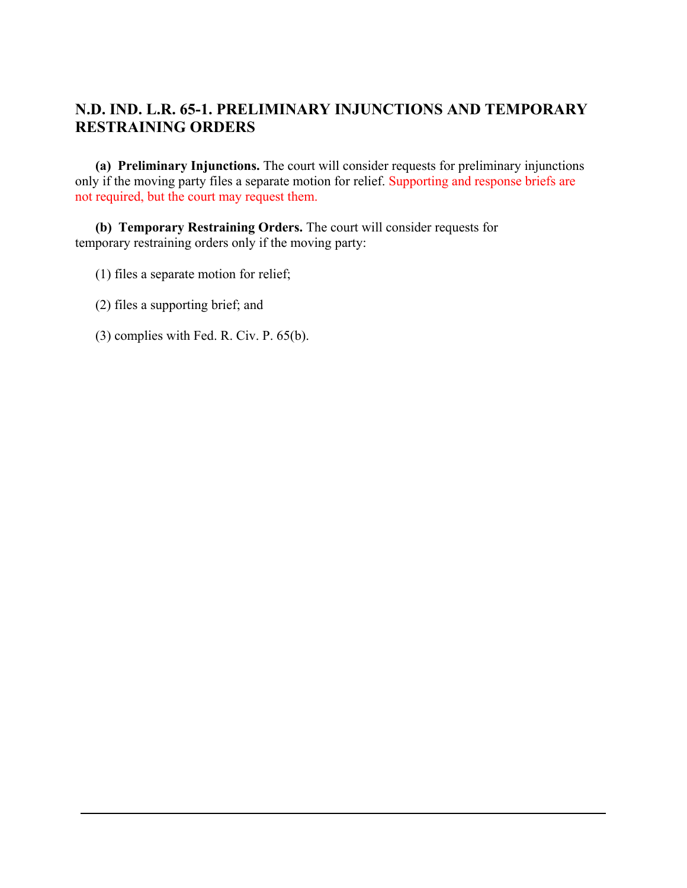## N.D. IND. L.R. 65-1. PRELIMINARY INJUNCTIONS AND TEMPORARY RESTRAINING ORDERS

**(a) Preliminary Injunctions.** The court will consider requests for preliminary injunctions only if the moving party files a separate motion for relief. Supporting and response briefs are not required, but the court may request them.

**(b) Temporary Restraining Orders.** The court will consider requests for temporary restraining orders only if the moving party:

(1) files a separate motion for relief;

(2) files a supporting brief; and

(3) complies with Fed. R. Civ. P. 65(b).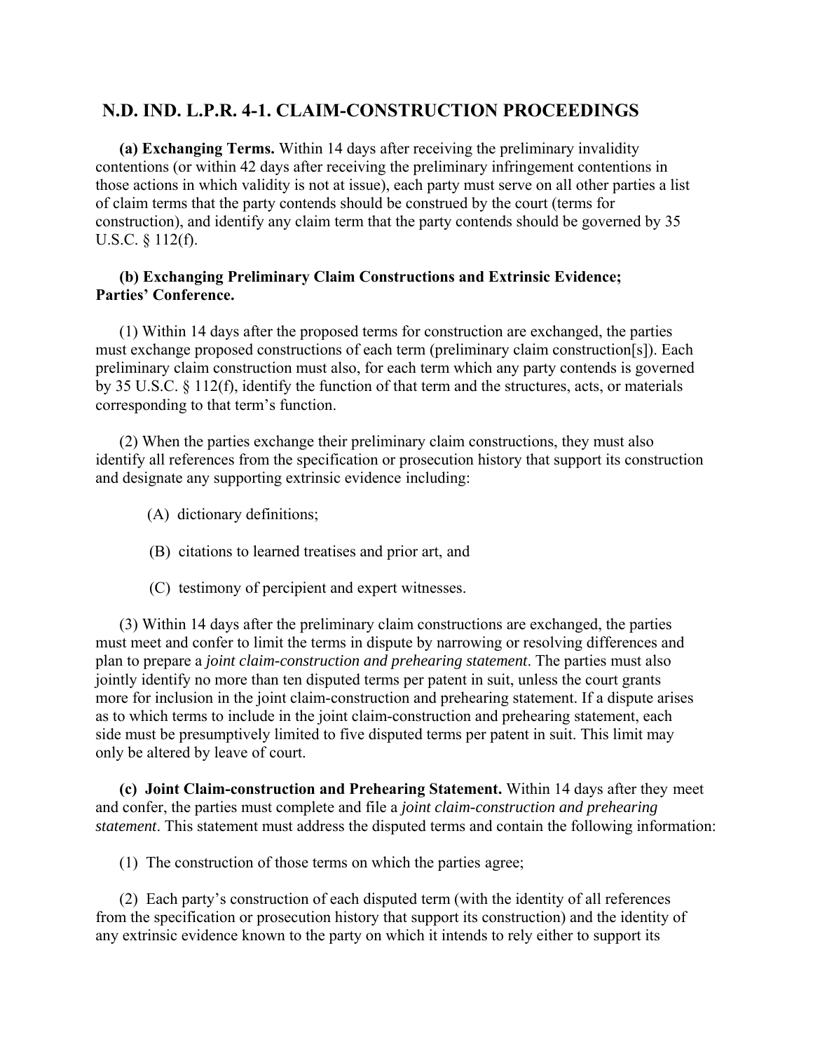## N.D. IND. L.P.R. 4-1. CLAIM-CONSTRUCTION PROCEEDINGS

**(a) Exchanging Terms.** Within 14 days after receiving the preliminary invalidity contentions (or within 42 days after receiving the preliminary infringement contentions in those actions in which validity is not at issue), each party must serve on all other parties a list of claim terms that the party contends should be construed by the court (terms for construction), and identify any claim term that the party contends should be governed by 35 U.S.C. § 112(f).

**(b) Exchanging Preliminary Claim Constructions and Extrinsic Evidence; Parties' Conference.**

(1) Within 14 days after the proposed terms for construction are exchanged, the parties must exchange proposed constructions of each term (preliminary claim construction[s]). Each preliminary claim construction must also, for each term which any party contends is governed by 35 U.S.C. § 112(f), identify the function of that term and the structures, acts, or materials corresponding to that term's function.

(2) When the parties exchange their preliminary claim constructions, they must also identify all references from the specification or prosecution history that support its construction and designate any supporting extrinsic evidence including:

(A) dictionary definitions;

(B) citations to learned treatises and prior art, and

(C) testimony of percipient and expert witnesses.

(3) Within 14 days after the preliminary claim constructions are exchanged, the parties must meet and confer to limit the terms in dispute by narrowing or resolving differences and plan to prepare a *joint claim-construction and prehearing statement*. The parties must also jointly identify no more than ten disputed terms per patent in suit, unless the court grants more for inclusion in the joint claim-construction and prehearing statement. If a dispute arises as to which terms to include in the joint claim-construction and prehearing statement, each side must be presumptively limited to five disputed terms per patent in suit. This limit may only be altered by leave of court.

**(c) Joint Claim-construction and Prehearing Statement.** Within 14 days after they meet and confer, the parties must complete and file a *joint claim-construction and prehearing statement*. This statement must address the disputed terms and contain the following information:

(1) The construction of those terms on which the parties agree;

(2) Each party's construction of each disputed term (with the identity of all references from the specification or prosecution history that support its construction) and the identity of any extrinsic evidence known to the party on which it intends to rely either to support its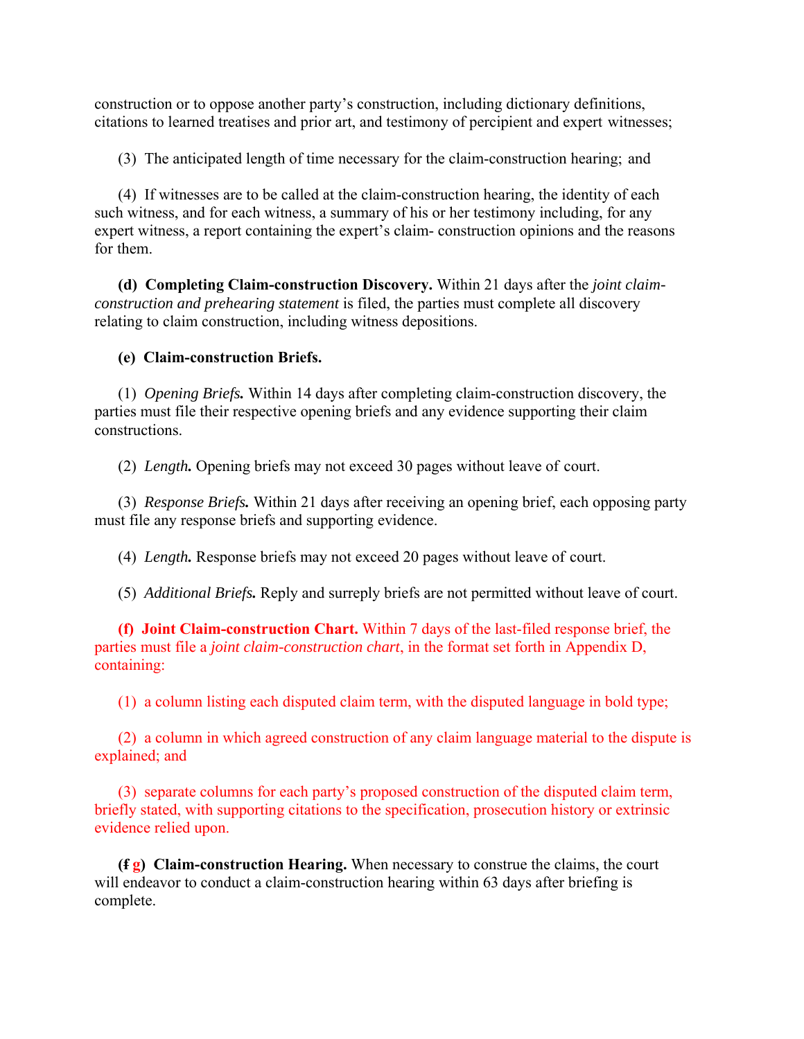construction or to oppose another party's construction, including dictionary definitions, citations to learned treatises and prior art, and testimony of percipient and expert witnesses;

(3) The anticipated length of time necessary for the claim-construction hearing; and

(4) If witnesses are to be called at the claim-construction hearing, the identity of each such witness, and for each witness, a summary of his or her testimony including, for any expert witness, a report containing the expert's claim- construction opinions and the reasons for them.

**(d) Completing Claim-construction Discovery.** Within 21 days after the *joint claim-construction and prehearing statement* is filed, the parties must complete all discovery relating to claim construction, including witness depositions.

**(e) Claim-construction Briefs.**

(1) ***Opening Briefs.*** Within 14 days after completing claim-construction discovery, the parties must file their respective opening briefs and any evidence supporting their claim constructions.

(2) ***Length.*** Opening briefs may not exceed 30 pages without leave of court.

(3) ***Response Briefs.*** Within 21 days after receiving an opening brief, each opposing party must file any response briefs and supporting evidence.

(4) ***Length.*** Response briefs may not exceed 20 pages without leave of court.

(5) ***Additional Briefs.*** Reply and surreply briefs are not permitted without leave of court.

**(f) Joint Claim-construction Chart.** Within 7 days of the last-filed response brief, the parties must file a *joint claim-construction chart*, in the format set forth in Appendix D, containing:

(1) a column listing each disputed claim term, with the disputed language in bold type;

(2) a column in which agreed construction of any claim language material to the dispute is explained; and

(3) separate columns for each party's proposed construction of the disputed claim term, briefly stated, with supporting citations to the specification, prosecution history or extrinsic evidence relied upon.

**(~~f~~ g) Claim-construction Hearing.** When necessary to construe the claims, the court will endeavor to conduct a claim-construction hearing within 63 days after briefing is complete.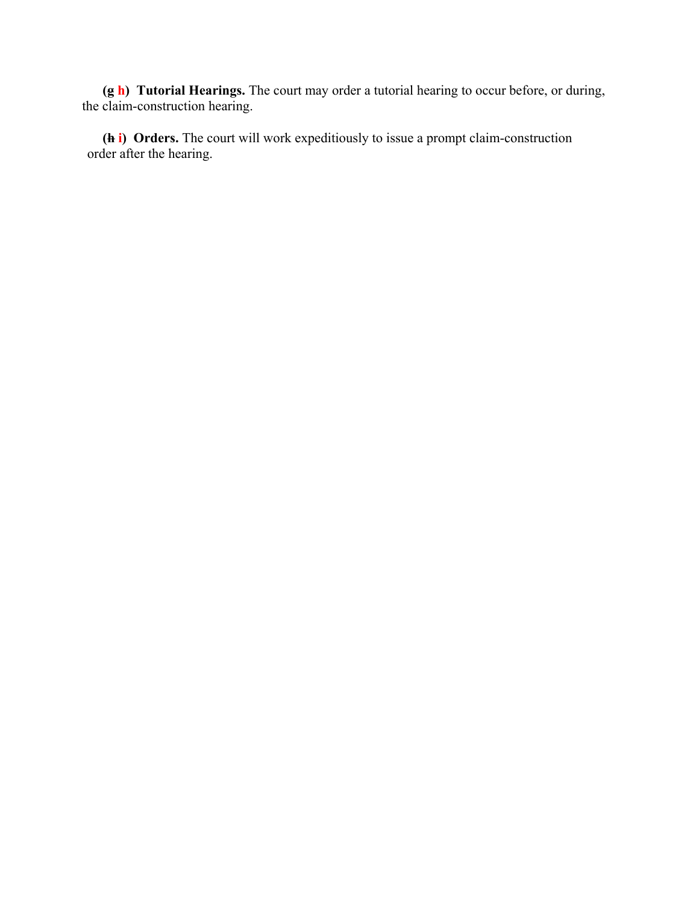**(~~g~~ h) Tutorial Hearings.** The court may order a tutorial hearing to occur before, or during, the claim-construction hearing.

**(~~h~~ i) Orders.** The court will work expeditiously to issue a prompt claim-construction order after the hearing.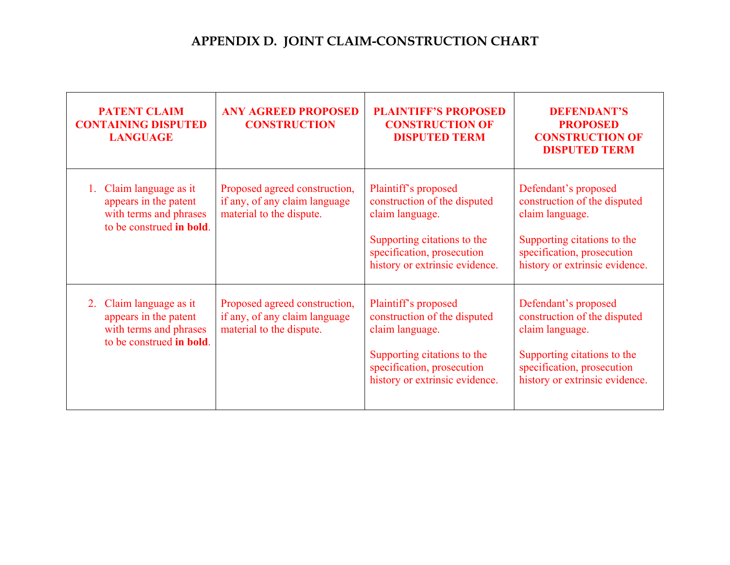# APPENDIX D. JOINT CLAIM-CONSTRUCTION CHART

| PATENT CLAIM CONTAINING DISPUTED LANGUAGE | ANY AGREED PROPOSED CONSTRUCTION | PLAINTIFF'S PROPOSED CONSTRUCTION OF DISPUTED TERM | DEFENDANT'S PROPOSED CONSTRUCTION OF DISPUTED TERM |
|---|---|---|---|
| 1. Claim language as it appears in the patent with terms and phrases to be construed **in bold**. | Proposed agreed construction, if any, of any claim language material to the dispute. | Plaintiff's proposed construction of the disputed claim language.<br><br>Supporting citations to the specification, prosecution history or extrinsic evidence. | Defendant's proposed construction of the disputed claim language.<br><br>Supporting citations to the specification, prosecution history or extrinsic evidence. |
| 2. Claim language as it appears in the patent with terms and phrases to be construed **in bold**. | Proposed agreed construction, if any, of any claim language material to the dispute. | Plaintiff's proposed construction of the disputed claim language.<br><br>Supporting citations to the specification, prosecution history or extrinsic evidence. | Defendant's proposed construction of the disputed claim language.<br><br>Supporting citations to the specification, prosecution history or extrinsic evidence. |